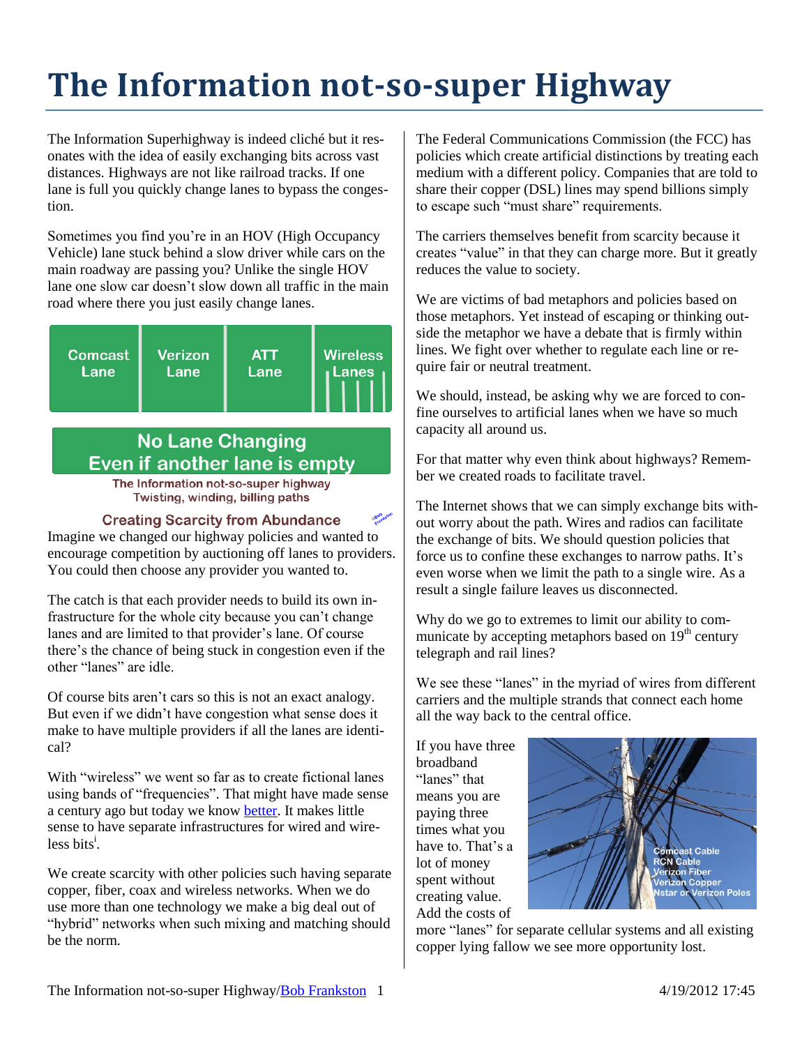# The Information not-so-super Highway

The Information Superhighway is indeed cliché but it resonates with the idea of easily exchanging bits across vast distances. Highways are not like railroad tracks. If one lane is full you quickly change lanes to bypass the congestion.

Sometimes you find you're in an HOV (High Occupancy Vehicle) lane stuck behind a slow driver while cars on the main roadway are passing you? Unlike the single HOV lane one slow car doesn't slow down all traffic in the main road where there you just easily change lanes.

Comcast Lane | Verizon Lane | ATT Lane | Wireless Lanes

No Lane Changing
Even if another lane is empty

The Information not-so-super highway
Twisting, winding, billing paths

### Creating Scarcity from Abundance

Imagine we changed our highway policies and wanted to encourage competition by auctioning off lanes to providers. You could then choose any provider you wanted to.

The catch is that each provider needs to build its own infrastructure for the whole city because you can't change lanes and are limited to that provider's lane. Of course there's the chance of being stuck in congestion even if the other "lanes" are idle.

Of course bits aren't cars so this is not an exact analogy. But even if we didn't have congestion what sense does it make to have multiple providers if all the lanes are identical?

With "wireless" we went so far as to create fictional lanes using bands of "frequencies". That might have made sense a century ago but today we know better. It makes little sense to have separate infrastructures for wired and wireless bits[i].

We create scarcity with other policies such having separate copper, fiber, coax and wireless networks. When we do use more than one technology we make a big deal out of "hybrid" networks when such mixing and matching should be the norm.

The Federal Communications Commission (the FCC) has policies which create artificial distinctions by treating each medium with a different policy. Companies that are told to share their copper (DSL) lines may spend billions simply to escape such "must share" requirements.

The carriers themselves benefit from scarcity because it creates "value" in that they can charge more. But it greatly reduces the value to society.

We are victims of bad metaphors and policies based on those metaphors. Yet instead of escaping or thinking outside the metaphor we have a debate that is firmly within lines. We fight over whether to regulate each line or require fair or neutral treatment.

We should, instead, be asking why we are forced to confine ourselves to artificial lanes when we have so much capacity all around us.

For that matter why even think about highways? Remember we created roads to facilitate travel.

The Internet shows that we can simply exchange bits without worry about the path. Wires and radios can facilitate the exchange of bits. We should question policies that force us to confine these exchanges to narrow paths. It's even worse when we limit the path to a single wire. As a result a single failure leaves us disconnected.

Why do we go to extremes to limit our ability to communicate by accepting metaphors based on 19th century telegraph and rail lines?

We see these "lanes" in the myriad of wires from different carriers and the multiple strands that connect each home all the way back to the central office.

Comcast Cable
RCN Cable
Verizon Fiber
Verizon Copper
Nstar or Verizon Poles

If you have three broadband "lanes" that means you are paying three times what you have to. That's a lot of money spent without creating value. Add the costs of more "lanes" for separate cellular systems and all existing copper lying fallow we see more opportunity lost.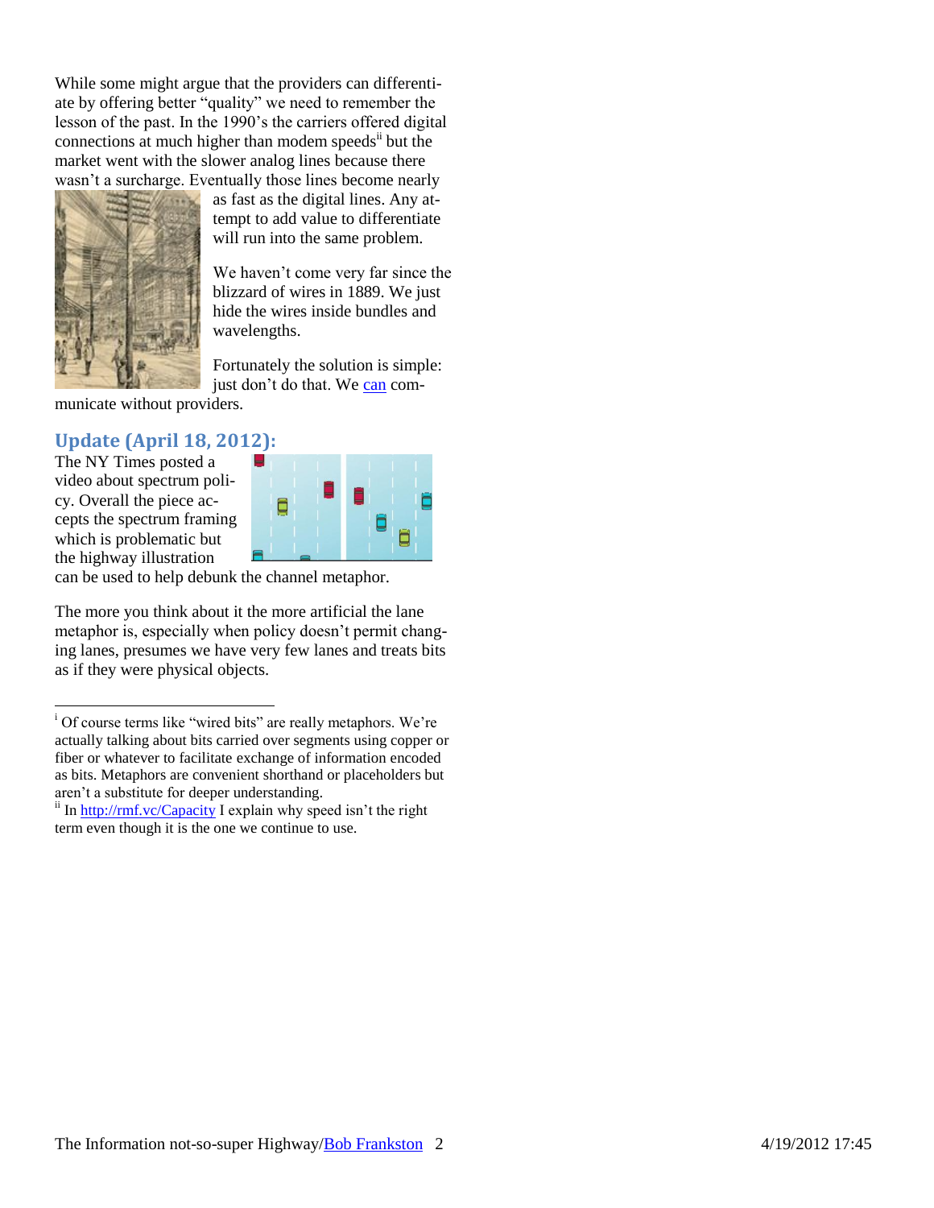While some might argue that the providers can differentiate by offering better "quality" we need to remember the lesson of the past. In the 1990's the carriers offered digital connections at much higher than modem speeds[ii] but the market went with the slower analog lines because there wasn't a surcharge. Eventually those lines become nearly as fast as the digital lines. Any attempt to add value to differentiate will run into the same problem.

We haven't come very far since the blizzard of wires in 1889. We just hide the wires inside bundles and wavelengths.

Fortunately the solution is simple: just don't do that. We [can](#) communicate without providers.

## Update (April 18, 2012):

The NY Times posted a video about spectrum policy. Overall the piece accepts the spectrum framing which is problematic but the highway illustration can be used to help debunk the channel metaphor.

The more you think about it the more artificial the lane metaphor is, especially when policy doesn't permit changing lanes, presumes we have very few lanes and treats bits as if they were physical objects.

---

[i] Of course terms like "wired bits" are really metaphors. We're actually talking about bits carried over segments using copper or fiber or whatever to facilitate exchange of information encoded as bits. Metaphors are convenient shorthand or placeholders but aren't a substitute for deeper understanding.

[ii] In [http://rmf.vc/Capacity](http://rmf.vc/Capacity) I explain why speed isn't the right term even though it is the one we continue to use.